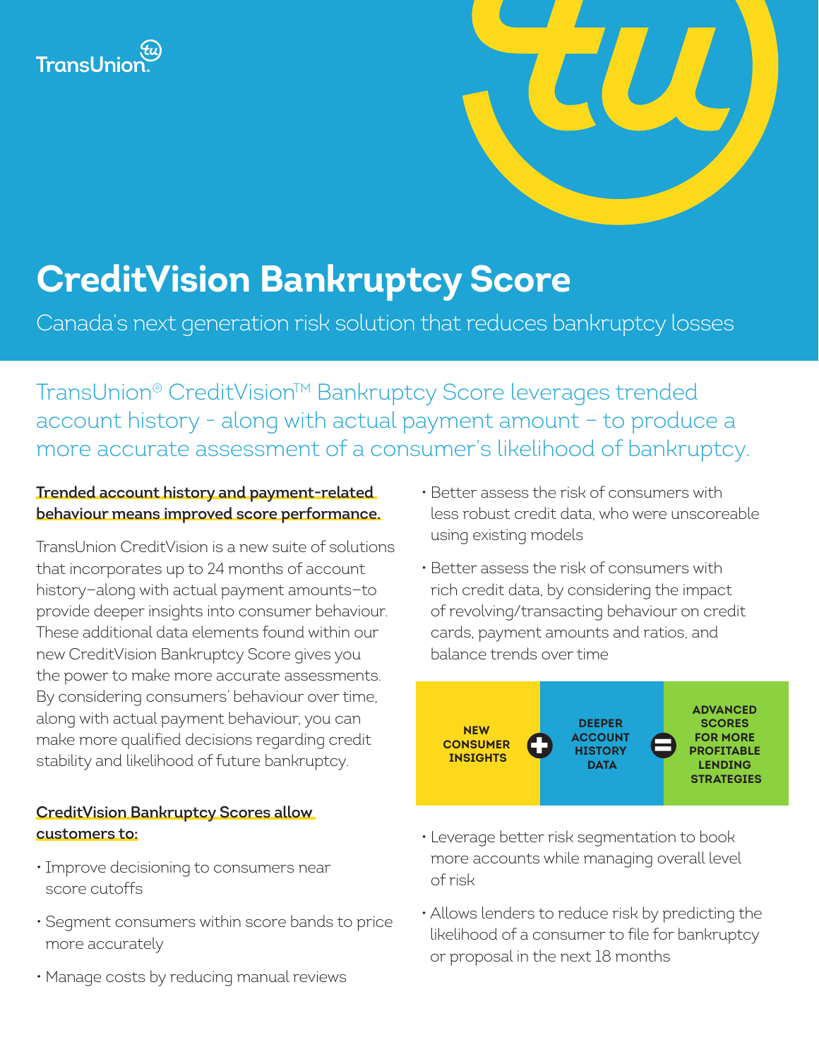TransUnion

# CreditVision Bankruptcy Score

Canada's next generation risk solution that reduces bankruptcy losses

TransUnion® CreditVision™ Bankruptcy Score leverages trended account history - along with actual payment amount – to produce a more accurate assessment of a consumer's likelihood of bankruptcy.

**Trended account history and payment-related behaviour means improved score performance.**

TransUnion CreditVision is a new suite of solutions that incorporates up to 24 months of account history—along with actual payment amounts—to provide deeper insights into consumer behaviour. These additional data elements found within our new CreditVision Bankruptcy Score gives you the power to make more accurate assessments. By considering consumers' behaviour over time, along with actual payment behaviour, you can make more qualified decisions regarding credit stability and likelihood of future bankruptcy.

**CreditVision Bankruptcy Scores allow customers to:**

- Improve decisioning to consumers near score cutoffs
- Segment consumers within score bands to price more accurately
- Manage costs by reducing manual reviews
- Better assess the risk of consumers with less robust credit data, who were unscoreable using existing models
- Better assess the risk of consumers with rich credit data, by considering the impact of revolving/transacting behaviour on credit cards, payment amounts and ratios, and balance trends over time

**NEW CONSUMER INSIGHTS** + **DEEPER ACCOUNT HISTORY DATA** = **ADVANCED SCORES FOR MORE PROFITABLE LENDING STRATEGIES**

- Leverage better risk segmentation to book more accounts while managing overall level of risk
- Allows lenders to reduce risk by predicting the likelihood of a consumer to file for bankruptcy or proposal in the next 18 months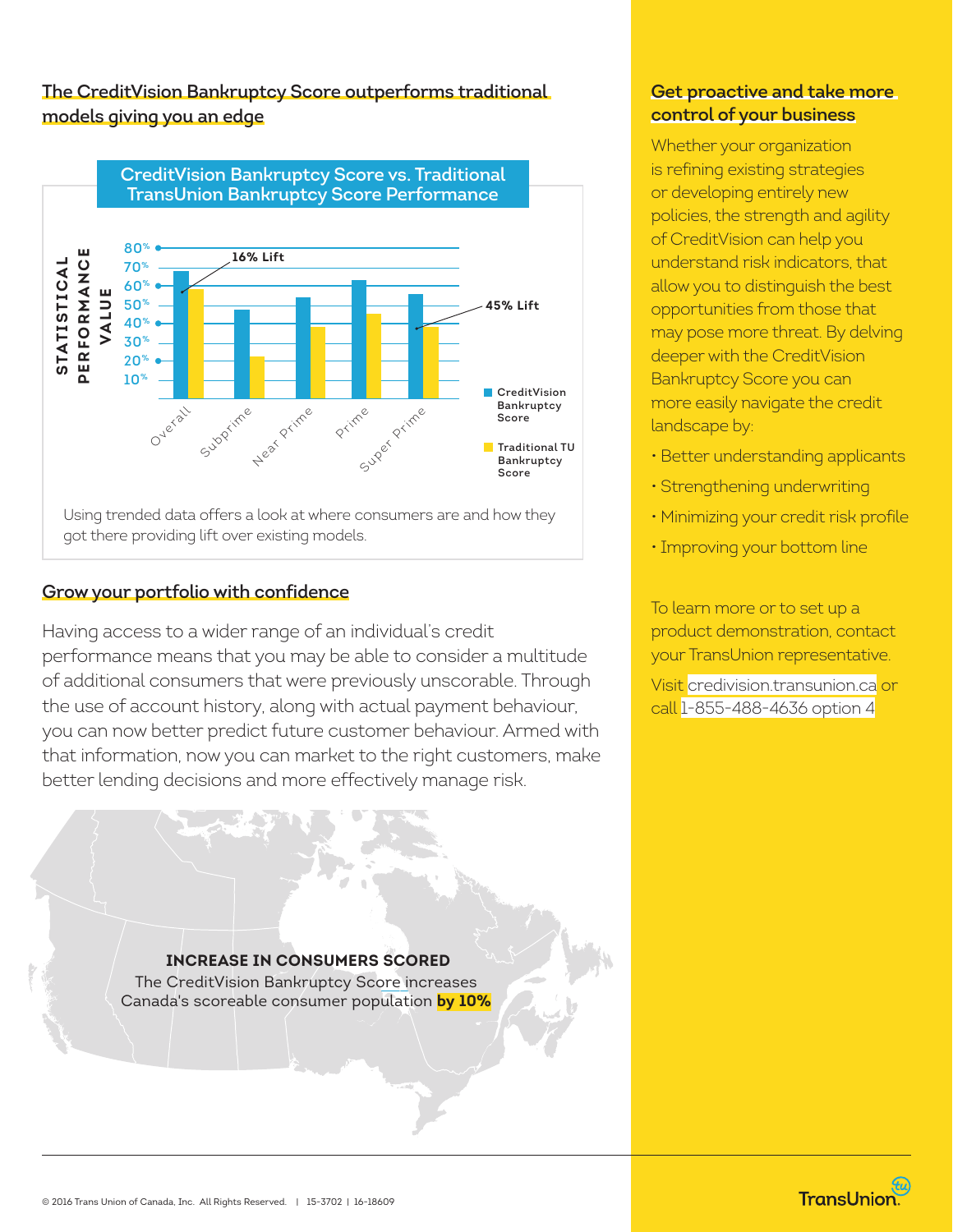## The CreditVision Bankruptcy Score outperforms traditional models giving you an edge

CreditVision Bankruptcy Score vs. Traditional TransUnion Bankruptcy Score Performance

STATISTICAL PERFORMANCE VALUE

80%
70%
60%
50%
40%
30%
20%
10%

16% Lift

45% Lift

Overall
Subprime
Near Prime
Prime
Super Prime

CreditVision Bankruptcy Score

Traditional TU Bankruptcy Score

Using trended data offers a look at where consumers are and how they got there providing lift over existing models.

## Grow your portfolio with confidence

Having access to a wider range of an individual's credit performance means that you may be able to consider a multitude of additional consumers that were previously unscorable. Through the use of account history, along with actual payment behaviour, you can now better predict future customer behaviour. Armed with that information, now you can market to the right customers, make better lending decisions and more effectively manage risk.

**INCREASE IN CONSUMERS SCORED**

The CreditVision Bankruptcy Score increases Canada's scoreable consumer population **by 10%**

## Get proactive and take more control of your business

Whether your organization is refining existing strategies or developing entirely new policies, the strength and agility of CreditVision can help you understand risk indicators, that allow you to distinguish the best opportunities from those that may pose more threat. By delving deeper with the CreditVision Bankruptcy Score you can more easily navigate the credit landscape by:

- Better understanding applicants
- Strengthening underwriting
- Minimizing your credit risk profile
- Improving your bottom line

To learn more or to set up a product demonstration, contact your TransUnion representative.

Visit credivision.transunion.ca or call 1-855-488-4636 option 4

© 2016 Trans Union of Canada, Inc. All Rights Reserved. | 15-3702 | 16-18609

TransUnion